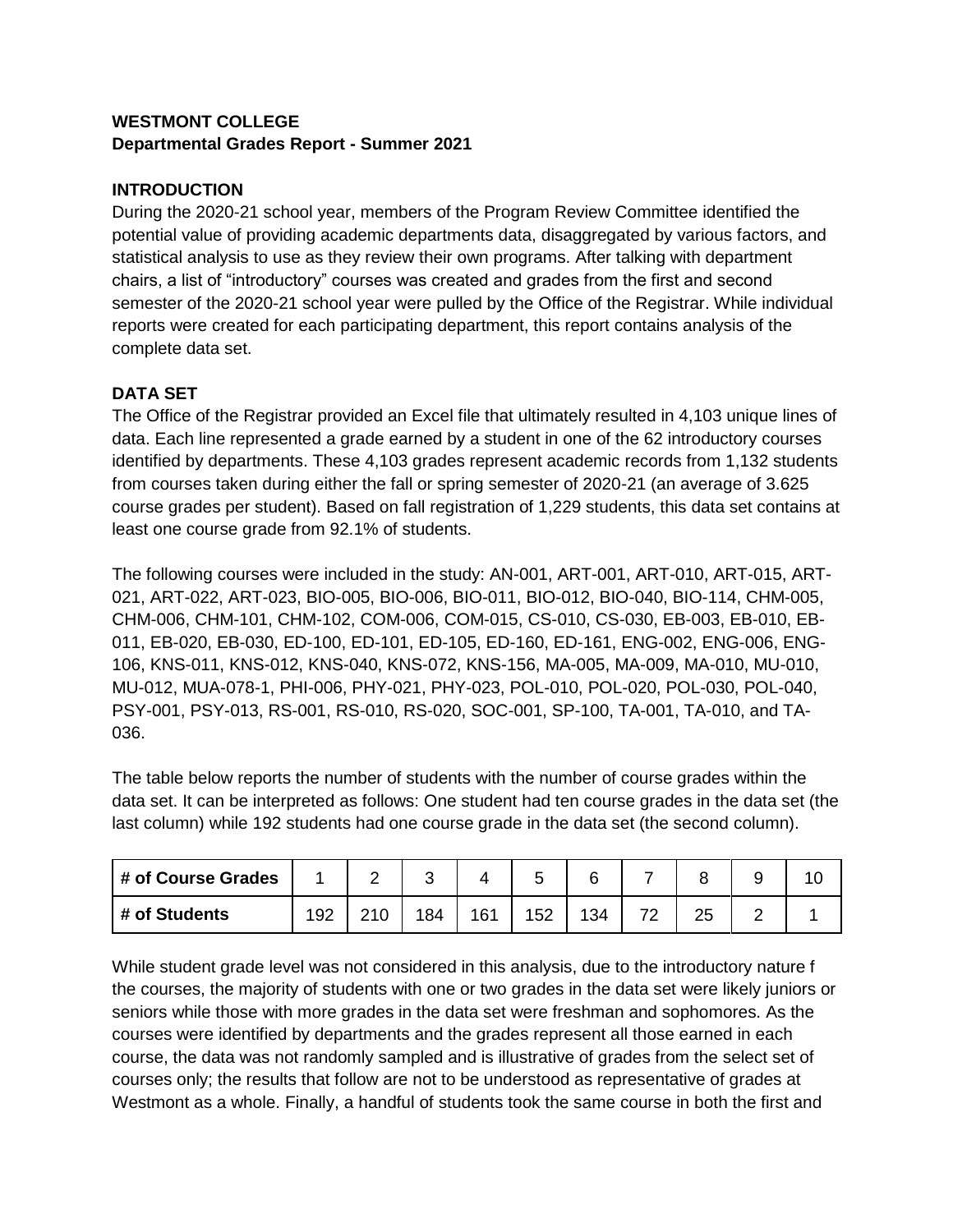**WESTMONT COLLEGE**
**Departmental Grades Report - Summer 2021**

## INTRODUCTION

During the 2020-21 school year, members of the Program Review Committee identified the potential value of providing academic departments data, disaggregated by various factors, and statistical analysis to use as they review their own programs. After talking with department chairs, a list of "introductory" courses was created and grades from the first and second semester of the 2020-21 school year were pulled by the Office of the Registrar. While individual reports were created for each participating department, this report contains analysis of the complete data set.

## DATA SET

The Office of the Registrar provided an Excel file that ultimately resulted in 4,103 unique lines of data. Each line represented a grade earned by a student in one of the 62 introductory courses identified by departments. These 4,103 grades represent academic records from 1,132 students from courses taken during either the fall or spring semester of 2020-21 (an average of 3.625 course grades per student). Based on fall registration of 1,229 students, this data set contains at least one course grade from 92.1% of students.

The following courses were included in the study: AN-001, ART-001, ART-010, ART-015, ART-021, ART-022, ART-023, BIO-005, BIO-006, BIO-011, BIO-012, BIO-040, BIO-114, CHM-005, CHM-006, CHM-101, CHM-102, COM-006, COM-015, CS-010, CS-030, EB-003, EB-010, EB-011, EB-020, EB-030, ED-100, ED-101, ED-105, ED-160, ED-161, ENG-002, ENG-006, ENG-106, KNS-011, KNS-012, KNS-040, KNS-072, KNS-156, MA-005, MA-009, MA-010, MU-010, MU-012, MUA-078-1, PHI-006, PHY-021, PHY-023, POL-010, POL-020, POL-030, POL-040, PSY-001, PSY-013, RS-001, RS-010, RS-020, SOC-001, SP-100, TA-001, TA-010, and TA-036.

The table below reports the number of students with the number of course grades within the data set. It can be interpreted as follows: One student had ten course grades in the data set (the last column) while 192 students had one course grade in the data set (the second column).

| # of Course Grades | 1 | 2 | 3 | 4 | 5 | 6 | 7 | 8 | 9 | 10 |
|---|---|---|---|---|---|---|---|---|---|---|
| # of Students | 192 | 210 | 184 | 161 | 152 | 134 | 72 | 25 | 2 | 1 |

While student grade level was not considered in this analysis, due to the introductory nature f the courses, the majority of students with one or two grades in the data set were likely juniors or seniors while those with more grades in the data set were freshman and sophomores. As the courses were identified by departments and the grades represent all those earned in each course, the data was not randomly sampled and is illustrative of grades from the select set of courses only; the results that follow are not to be understood as representative of grades at Westmont as a whole. Finally, a handful of students took the same course in both the first and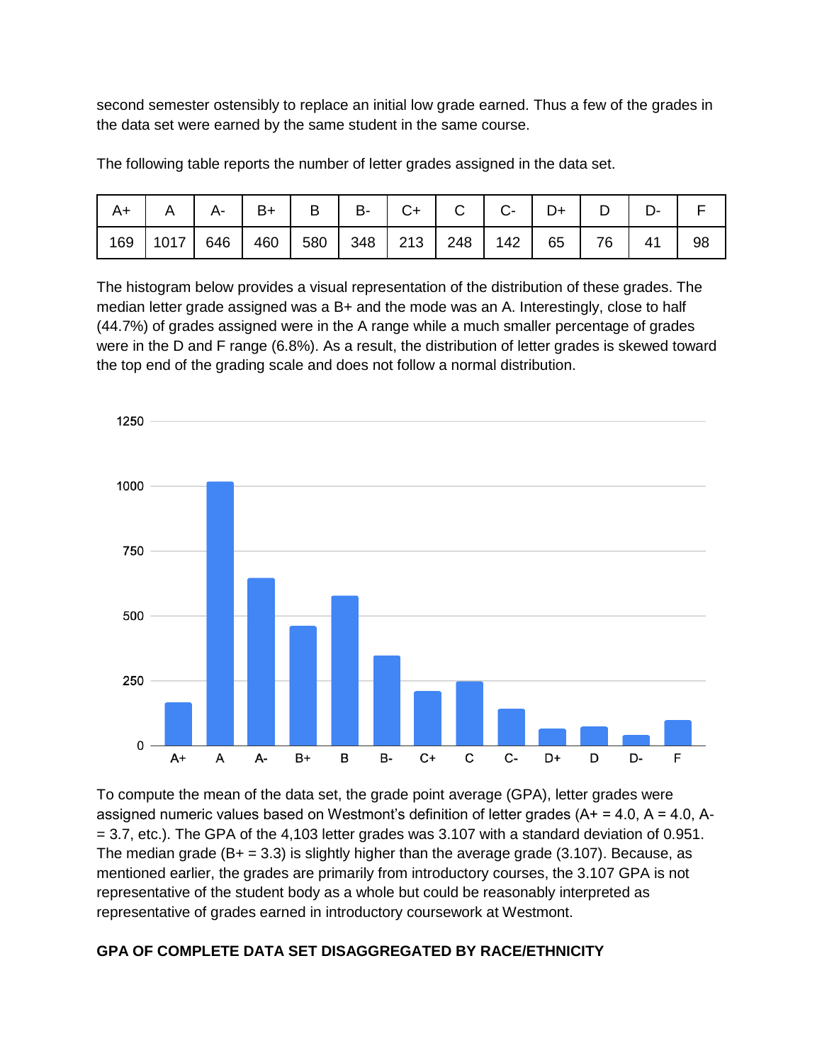second semester ostensibly to replace an initial low grade earned. Thus a few of the grades in the data set were earned by the same student in the same course.

The following table reports the number of letter grades assigned in the data set.

| A+ | A | A- | B+ | B | B- | C+ | C | C- | D+ | D | D- | F |
|---|---|---|---|---|---|---|---|---|---|---|---|---|
| 169 | 1017 | 646 | 460 | 580 | 348 | 213 | 248 | 142 | 65 | 76 | 41 | 98 |

The histogram below provides a visual representation of the distribution of these grades. The median letter grade assigned was a B+ and the mode was an A. Interestingly, close to half (44.7%) of grades assigned were in the A range while a much smaller percentage of grades were in the D and F range (6.8%). As a result, the distribution of letter grades is skewed toward the top end of the grading scale and does not follow a normal distribution.

To compute the mean of the data set, the grade point average (GPA), letter grades were assigned numeric values based on Westmont's definition of letter grades (A+ = 4.0, A = 4.0, A- = 3.7, etc.). The GPA of the 4,103 letter grades was 3.107 with a standard deviation of 0.951. The median grade (B+ = 3.3) is slightly higher than the average grade (3.107). Because, as mentioned earlier, the grades are primarily from introductory courses, the 3.107 GPA is not representative of the student body as a whole but could be reasonably interpreted as representative of grades earned in introductory coursework at Westmont.

**GPA OF COMPLETE DATA SET DISAGGREGATED BY RACE/ETHNICITY**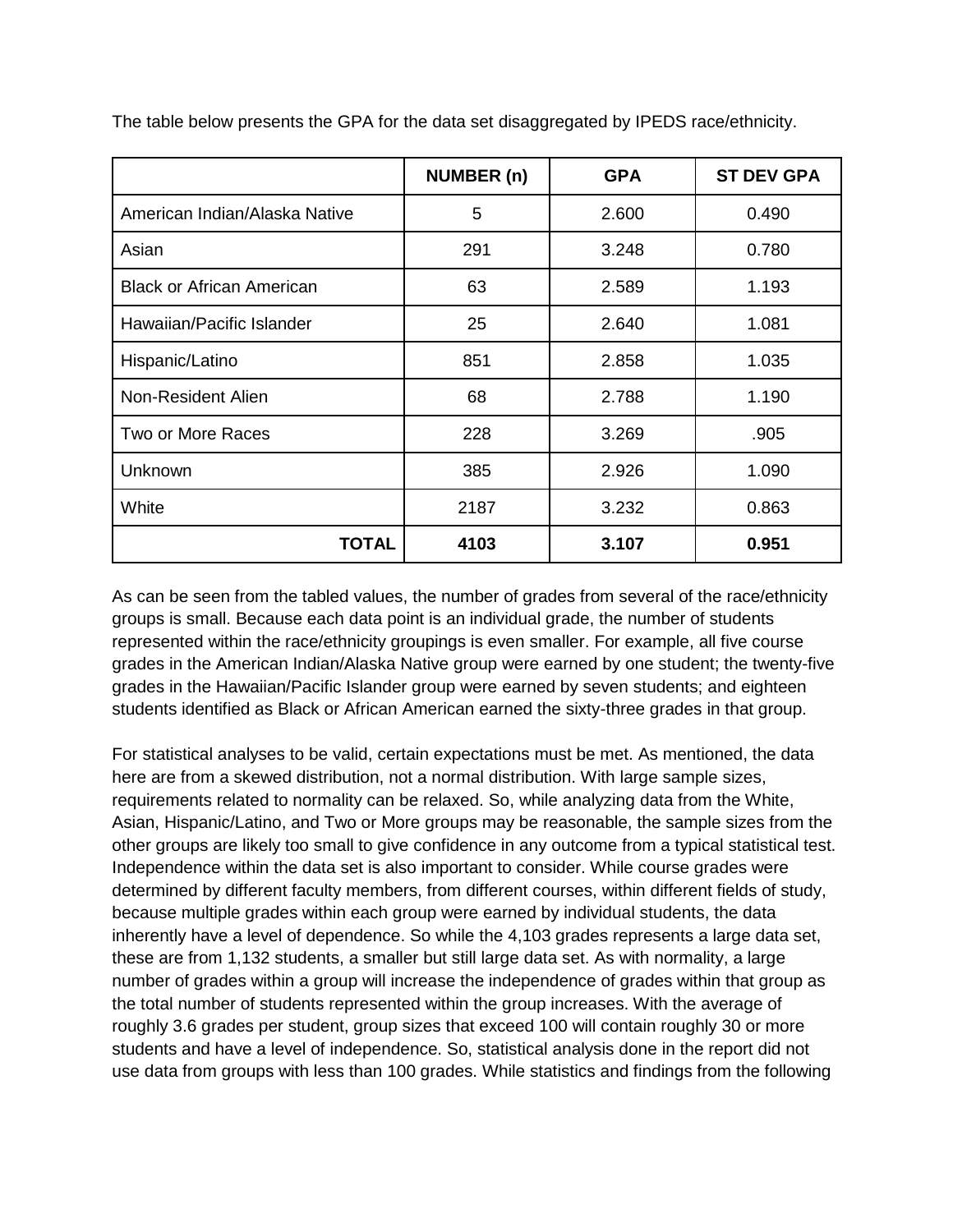The table below presents the GPA for the data set disaggregated by IPEDS race/ethnicity.

| | NUMBER (n) | GPA | ST DEV GPA |
|---|---|---|---|
| American Indian/Alaska Native | 5 | 2.600 | 0.490 |
| Asian | 291 | 3.248 | 0.780 |
| Black or African American | 63 | 2.589 | 1.193 |
| Hawaiian/Pacific Islander | 25 | 2.640 | 1.081 |
| Hispanic/Latino | 851 | 2.858 | 1.035 |
| Non-Resident Alien | 68 | 2.788 | 1.190 |
| Two or More Races | 228 | 3.269 | .905 |
| Unknown | 385 | 2.926 | 1.090 |
| White | 2187 | 3.232 | 0.863 |
| **TOTAL** | **4103** | **3.107** | **0.951** |

As can be seen from the tabled values, the number of grades from several of the race/ethnicity groups is small. Because each data point is an individual grade, the number of students represented within the race/ethnicity groupings is even smaller. For example, all five course grades in the American Indian/Alaska Native group were earned by one student; the twenty-five grades in the Hawaiian/Pacific Islander group were earned by seven students; and eighteen students identified as Black or African American earned the sixty-three grades in that group.

For statistical analyses to be valid, certain expectations must be met. As mentioned, the data here are from a skewed distribution, not a normal distribution. With large sample sizes, requirements related to normality can be relaxed. So, while analyzing data from the White, Asian, Hispanic/Latino, and Two or More groups may be reasonable, the sample sizes from the other groups are likely too small to give confidence in any outcome from a typical statistical test. Independence within the data set is also important to consider. While course grades were determined by different faculty members, from different courses, within different fields of study, because multiple grades within each group were earned by individual students, the data inherently have a level of dependence. So while the 4,103 grades represents a large data set, these are from 1,132 students, a smaller but still large data set. As with normality, a large number of grades within a group will increase the independence of grades within that group as the total number of students represented within the group increases. With the average of roughly 3.6 grades per student, group sizes that exceed 100 will contain roughly 30 or more students and have a level of independence. So, statistical analysis done in the report did not use data from groups with less than 100 grades. While statistics and findings from the following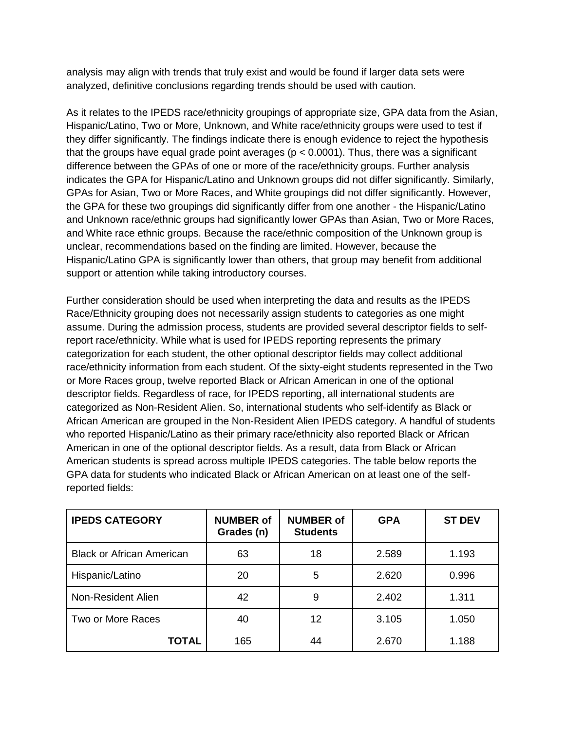analysis may align with trends that truly exist and would be found if larger data sets were analyzed, definitive conclusions regarding trends should be used with caution.

As it relates to the IPEDS race/ethnicity groupings of appropriate size, GPA data from the Asian, Hispanic/Latino, Two or More, Unknown, and White race/ethnicity groups were used to test if they differ significantly. The findings indicate there is enough evidence to reject the hypothesis that the groups have equal grade point averages ($p < 0.0001$). Thus, there was a significant difference between the GPAs of one or more of the race/ethnicity groups. Further analysis indicates the GPA for Hispanic/Latino and Unknown groups did not differ significantly. Similarly, GPAs for Asian, Two or More Races, and White groupings did not differ significantly. However, the GPA for these two groupings did significantly differ from one another - the Hispanic/Latino and Unknown race/ethnic groups had significantly lower GPAs than Asian, Two or More Races, and White race ethnic groups. Because the race/ethnic composition of the Unknown group is unclear, recommendations based on the finding are limited. However, because the Hispanic/Latino GPA is significantly lower than others, that group may benefit from additional support or attention while taking introductory courses.

Further consideration should be used when interpreting the data and results as the IPEDS Race/Ethnicity grouping does not necessarily assign students to categories as one might assume. During the admission process, students are provided several descriptor fields to self-report race/ethnicity. While what is used for IPEDS reporting represents the primary categorization for each student, the other optional descriptor fields may collect additional race/ethnicity information from each student. Of the sixty-eight students represented in the Two or More Races group, twelve reported Black or African American in one of the optional descriptor fields. Regardless of race, for IPEDS reporting, all international students are categorized as Non-Resident Alien. So, international students who self-identify as Black or African American are grouped in the Non-Resident Alien IPEDS category. A handful of students who reported Hispanic/Latino as their primary race/ethnicity also reported Black or African American in one of the optional descriptor fields. As a result, data from Black or African American students is spread across multiple IPEDS categories. The table below reports the GPA data for students who indicated Black or African American on at least one of the self-reported fields:

| IPEDS CATEGORY | NUMBER of Grades (n) | NUMBER of Students | GPA | ST DEV |
|---|---|---|---|---|
| Black or African American | 63 | 18 | 2.589 | 1.193 |
| Hispanic/Latino | 20 | 5 | 2.620 | 0.996 |
| Non-Resident Alien | 42 | 9 | 2.402 | 1.311 |
| Two or More Races | 40 | 12 | 3.105 | 1.050 |
| **TOTAL** | 165 | 44 | 2.670 | 1.188 |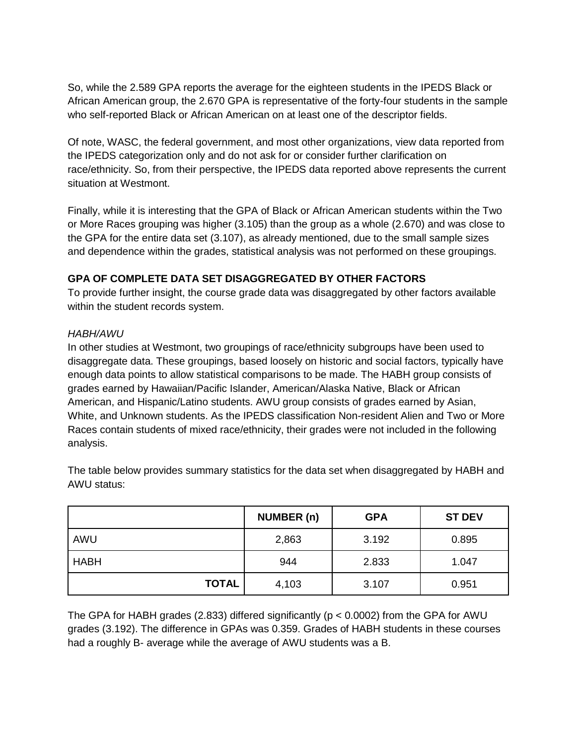So, while the 2.589 GPA reports the average for the eighteen students in the IPEDS Black or African American group, the 2.670 GPA is representative of the forty-four students in the sample who self-reported Black or African American on at least one of the descriptor fields.

Of note, WASC, the federal government, and most other organizations, view data reported from the IPEDS categorization only and do not ask for or consider further clarification on race/ethnicity. So, from their perspective, the IPEDS data reported above represents the current situation at Westmont.

Finally, while it is interesting that the GPA of Black or African American students within the Two or More Races grouping was higher (3.105) than the group as a whole (2.670) and was close to the GPA for the entire data set (3.107), as already mentioned, due to the small sample sizes and dependence within the grades, statistical analysis was not performed on these groupings.

## GPA OF COMPLETE DATA SET DISAGGREGATED BY OTHER FACTORS

To provide further insight, the course grade data was disaggregated by other factors available within the student records system.

*HABH/AWU*

In other studies at Westmont, two groupings of race/ethnicity subgroups have been used to disaggregate data. These groupings, based loosely on historic and social factors, typically have enough data points to allow statistical comparisons to be made. The HABH group consists of grades earned by Hawaiian/Pacific Islander, American/Alaska Native, Black or African American, and Hispanic/Latino students. AWU group consists of grades earned by Asian, White, and Unknown students. As the IPEDS classification Non-resident Alien and Two or More Races contain students of mixed race/ethnicity, their grades were not included in the following analysis.

The table below provides summary statistics for the data set when disaggregated by HABH and AWU status:

| | NUMBER (n) | GPA | ST DEV |
|---|---|---|---|
| AWU | 2,863 | 3.192 | 0.895 |
| HABH | 944 | 2.833 | 1.047 |
| **TOTAL** | 4,103 | 3.107 | 0.951 |

The GPA for HABH grades (2.833) differed significantly ($p < 0.0002$) from the GPA for AWU grades (3.192). The difference in GPAs was 0.359. Grades of HABH students in these courses had a roughly B- average while the average of AWU students was a B.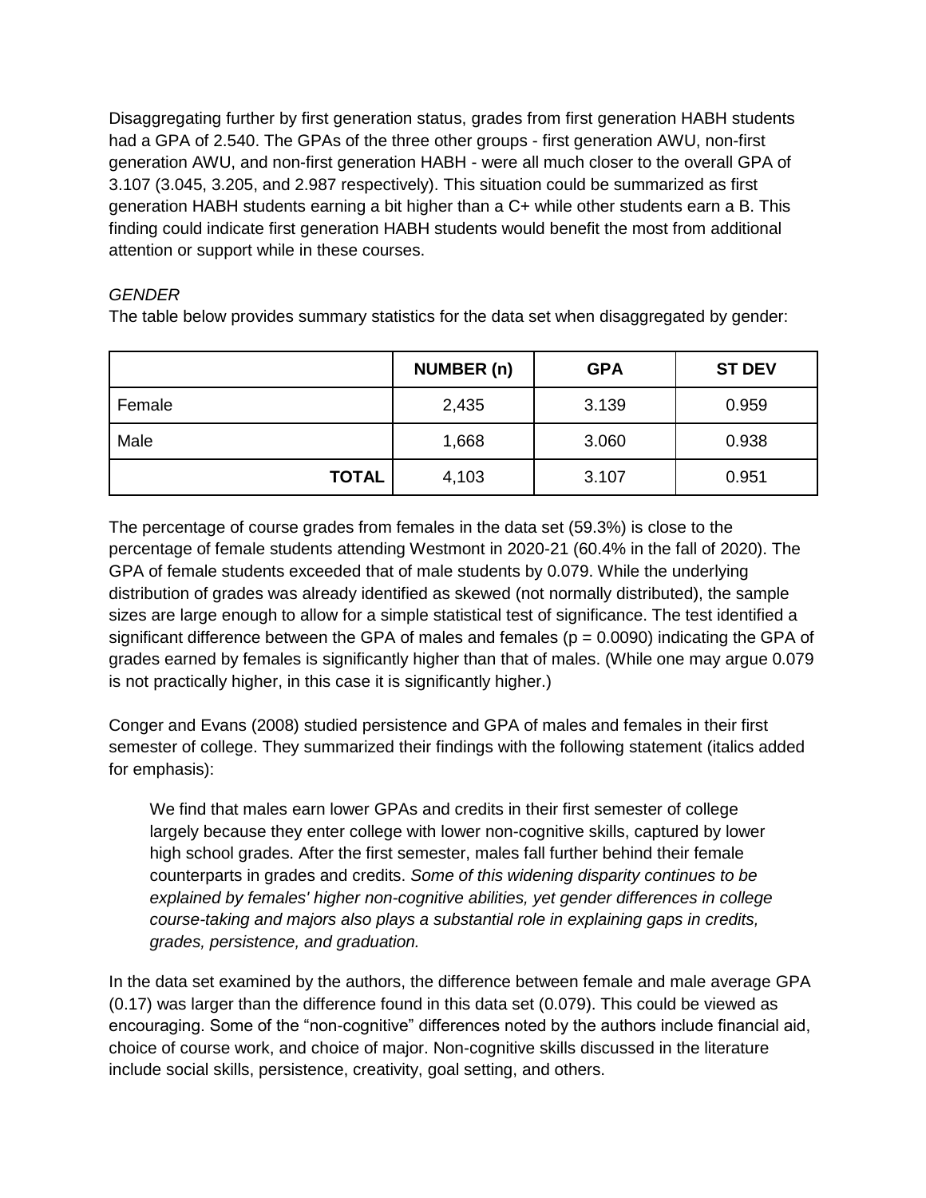Disaggregating further by first generation status, grades from first generation HABH students had a GPA of 2.540. The GPAs of the three other groups - first generation AWU, non-first generation AWU, and non-first generation HABH - were all much closer to the overall GPA of 3.107 (3.045, 3.205, and 2.987 respectively). This situation could be summarized as first generation HABH students earning a bit higher than a C+ while other students earn a B. This finding could indicate first generation HABH students would benefit the most from additional attention or support while in these courses.

*GENDER*

The table below provides summary statistics for the data set when disaggregated by gender:

| | NUMBER (n) | GPA | ST DEV |
|---|---|---|---|
| Female | 2,435 | 3.139 | 0.959 |
| Male | 1,668 | 3.060 | 0.938 |
| **TOTAL** | 4,103 | 3.107 | 0.951 |

The percentage of course grades from females in the data set (59.3%) is close to the percentage of female students attending Westmont in 2020-21 (60.4% in the fall of 2020). The GPA of female students exceeded that of male students by 0.079. While the underlying distribution of grades was already identified as skewed (not normally distributed), the sample sizes are large enough to allow for a simple statistical test of significance. The test identified a significant difference between the GPA of males and females ($p = 0.0090$) indicating the GPA of grades earned by females is significantly higher than that of males. (While one may argue 0.079 is not practically higher, in this case it is significantly higher.)

Conger and Evans (2008) studied persistence and GPA of males and females in their first semester of college. They summarized their findings with the following statement (italics added for emphasis):

> We find that males earn lower GPAs and credits in their first semester of college largely because they enter college with lower non-cognitive skills, captured by lower high school grades. After the first semester, males fall further behind their female counterparts in grades and credits. *Some of this widening disparity continues to be explained by females' higher non-cognitive abilities, yet gender differences in college course-taking and majors also plays a substantial role in explaining gaps in credits, grades, persistence, and graduation.*

In the data set examined by the authors, the difference between female and male average GPA (0.17) was larger than the difference found in this data set (0.079). This could be viewed as encouraging. Some of the "non-cognitive" differences noted by the authors include financial aid, choice of course work, and choice of major. Non-cognitive skills discussed in the literature include social skills, persistence, creativity, goal setting, and others.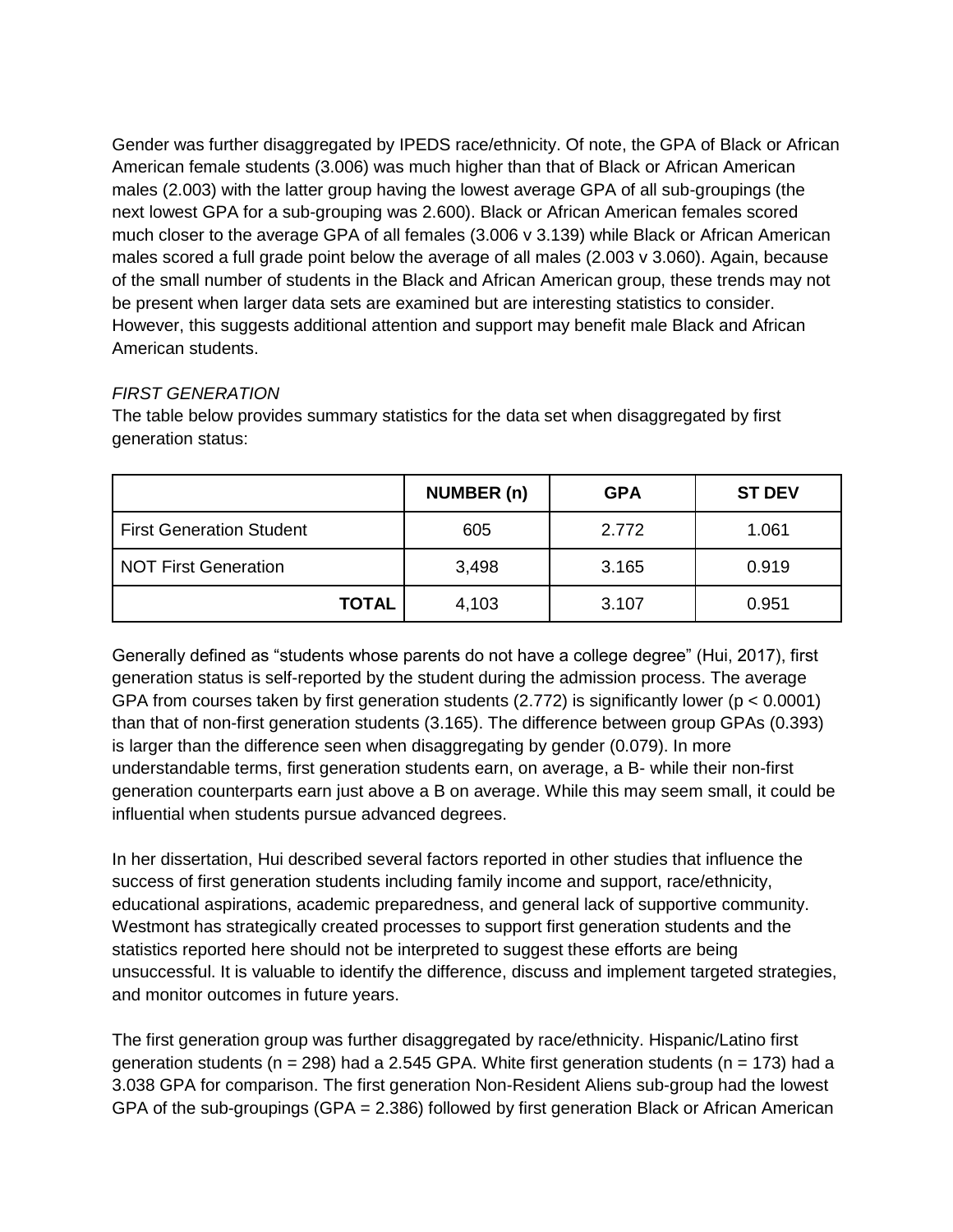Gender was further disaggregated by IPEDS race/ethnicity. Of note, the GPA of Black or African American female students (3.006) was much higher than that of Black or African American males (2.003) with the latter group having the lowest average GPA of all sub-groupings (the next lowest GPA for a sub-grouping was 2.600). Black or African American females scored much closer to the average GPA of all females (3.006 v 3.139) while Black or African American males scored a full grade point below the average of all males (2.003 v 3.060). Again, because of the small number of students in the Black and African American group, these trends may not be present when larger data sets are examined but are interesting statistics to consider. However, this suggests additional attention and support may benefit male Black and African American students.

*FIRST GENERATION*

The table below provides summary statistics for the data set when disaggregated by first generation status:

| | NUMBER (n) | GPA | ST DEV |
|---|---|---|---|
| First Generation Student | 605 | 2.772 | 1.061 |
| NOT First Generation | 3,498 | 3.165 | 0.919 |
| **TOTAL** | 4,103 | 3.107 | 0.951 |

Generally defined as "students whose parents do not have a college degree" (Hui, 2017), first generation status is self-reported by the student during the admission process. The average GPA from courses taken by first generation students (2.772) is significantly lower ($p < 0.0001$) than that of non-first generation students (3.165). The difference between group GPAs (0.393) is larger than the difference seen when disaggregating by gender (0.079). In more understandable terms, first generation students earn, on average, a B- while their non-first generation counterparts earn just above a B on average. While this may seem small, it could be influential when students pursue advanced degrees.

In her dissertation, Hui described several factors reported in other studies that influence the success of first generation students including family income and support, race/ethnicity, educational aspirations, academic preparedness, and general lack of supportive community. Westmont has strategically created processes to support first generation students and the statistics reported here should not be interpreted to suggest these efforts are being unsuccessful. It is valuable to identify the difference, discuss and implement targeted strategies, and monitor outcomes in future years.

The first generation group was further disaggregated by race/ethnicity. Hispanic/Latino first generation students ($n = 298$) had a 2.545 GPA. White first generation students ($n = 173$) had a 3.038 GPA for comparison. The first generation Non-Resident Aliens sub-group had the lowest GPA of the sub-groupings (GPA = 2.386) followed by first generation Black or African American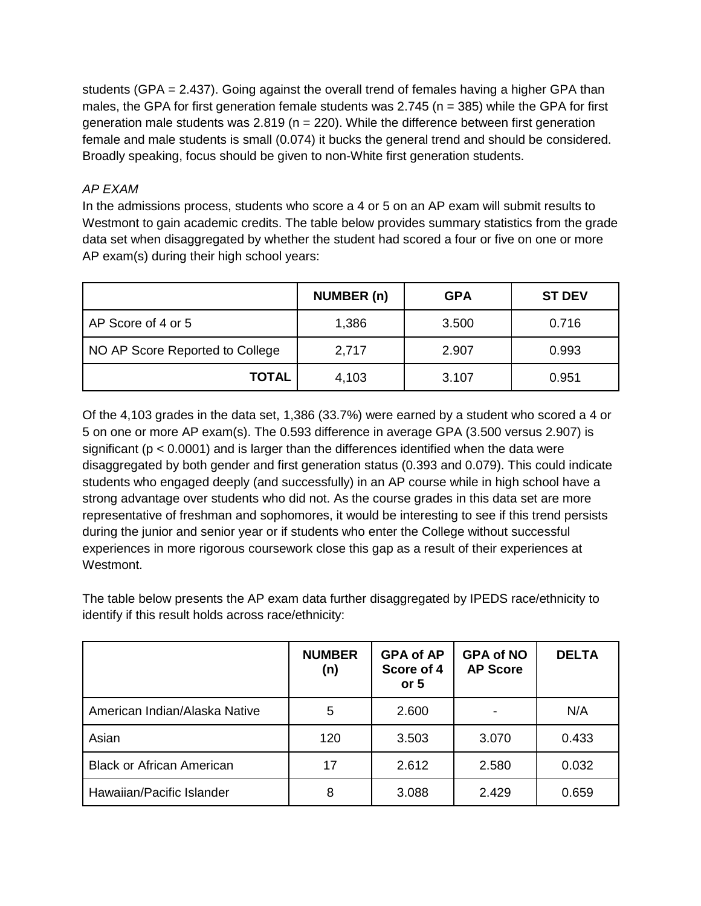students (GPA = 2.437). Going against the overall trend of females having a higher GPA than males, the GPA for first generation female students was 2.745 (n = 385) while the GPA for first generation male students was 2.819 (n = 220). While the difference between first generation female and male students is small (0.074) it bucks the general trend and should be considered. Broadly speaking, focus should be given to non-White first generation students.

*AP EXAM*

In the admissions process, students who score a 4 or 5 on an AP exam will submit results to Westmont to gain academic credits. The table below provides summary statistics from the grade data set when disaggregated by whether the student had scored a four or five on one or more AP exam(s) during their high school years:

| | NUMBER (n) | GPA | ST DEV |
|---|---|---|---|
| AP Score of 4 or 5 | 1,386 | 3.500 | 0.716 |
| NO AP Score Reported to College | 2,717 | 2.907 | 0.993 |
| **TOTAL** | 4,103 | 3.107 | 0.951 |

Of the 4,103 grades in the data set, 1,386 (33.7%) were earned by a student who scored a 4 or 5 on one or more AP exam(s). The 0.593 difference in average GPA (3.500 versus 2.907) is significant ($p < 0.0001$) and is larger than the differences identified when the data were disaggregated by both gender and first generation status (0.393 and 0.079). This could indicate students who engaged deeply (and successfully) in an AP course while in high school have a strong advantage over students who did not. As the course grades in this data set are more representative of freshman and sophomores, it would be interesting to see if this trend persists during the junior and senior year or if students who enter the College without successful experiences in more rigorous coursework close this gap as a result of their experiences at Westmont.

The table below presents the AP exam data further disaggregated by IPEDS race/ethnicity to identify if this result holds across race/ethnicity:

| | NUMBER (n) | GPA of AP Score of 4 or 5 | GPA of NO AP Score | DELTA |
|---|---|---|---|---|
| American Indian/Alaska Native | 5 | 2.600 | - | N/A |
| Asian | 120 | 3.503 | 3.070 | 0.433 |
| Black or African American | 17 | 2.612 | 2.580 | 0.032 |
| Hawaiian/Pacific Islander | 8 | 3.088 | 2.429 | 0.659 |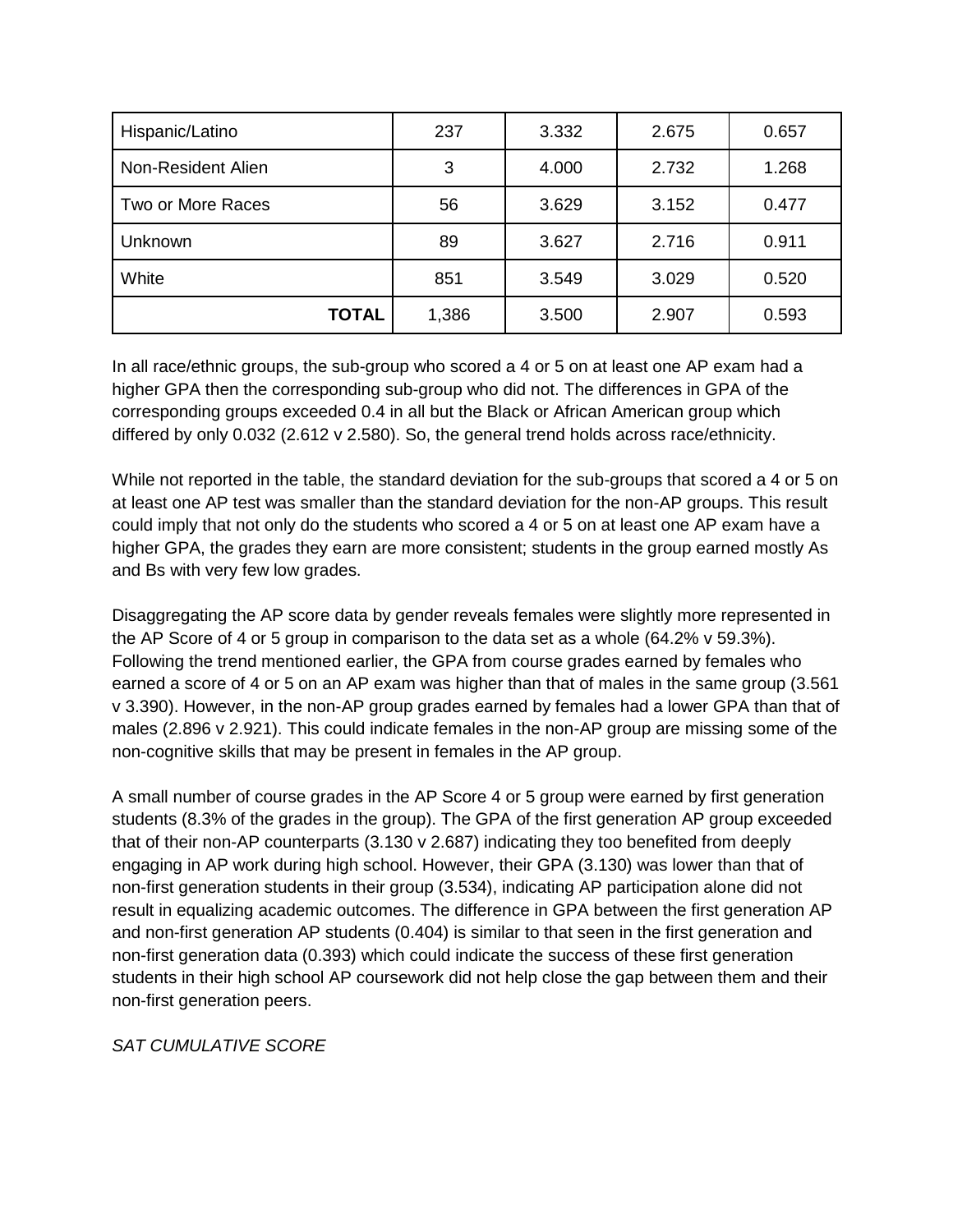| Hispanic/Latino | 237 | 3.332 | 2.675 | 0.657 |
|---|---|---|---|---|
| Non-Resident Alien | 3 | 4.000 | 2.732 | 1.268 |
| Two or More Races | 56 | 3.629 | 3.152 | 0.477 |
| Unknown | 89 | 3.627 | 2.716 | 0.911 |
| White | 851 | 3.549 | 3.029 | 0.520 |
| **TOTAL** | 1,386 | 3.500 | 2.907 | 0.593 |

In all race/ethnic groups, the sub-group who scored a 4 or 5 on at least one AP exam had a higher GPA then the corresponding sub-group who did not. The differences in GPA of the corresponding groups exceeded 0.4 in all but the Black or African American group which differed by only 0.032 (2.612 v 2.580). So, the general trend holds across race/ethnicity.

While not reported in the table, the standard deviation for the sub-groups that scored a 4 or 5 on at least one AP test was smaller than the standard deviation for the non-AP groups. This result could imply that not only do the students who scored a 4 or 5 on at least one AP exam have a higher GPA, the grades they earn are more consistent; students in the group earned mostly As and Bs with very few low grades.

Disaggregating the AP score data by gender reveals females were slightly more represented in the AP Score of 4 or 5 group in comparison to the data set as a whole (64.2% v 59.3%). Following the trend mentioned earlier, the GPA from course grades earned by females who earned a score of 4 or 5 on an AP exam was higher than that of males in the same group (3.561 v 3.390). However, in the non-AP group grades earned by females had a lower GPA than that of males (2.896 v 2.921). This could indicate females in the non-AP group are missing some of the non-cognitive skills that may be present in females in the AP group.

A small number of course grades in the AP Score 4 or 5 group were earned by first generation students (8.3% of the grades in the group). The GPA of the first generation AP group exceeded that of their non-AP counterparts (3.130 v 2.687) indicating they too benefited from deeply engaging in AP work during high school. However, their GPA (3.130) was lower than that of non-first generation students in their group (3.534), indicating AP participation alone did not result in equalizing academic outcomes. The difference in GPA between the first generation AP and non-first generation AP students (0.404) is similar to that seen in the first generation and non-first generation data (0.393) which could indicate the success of these first generation students in their high school AP coursework did not help close the gap between them and their non-first generation peers.

*SAT CUMULATIVE SCORE*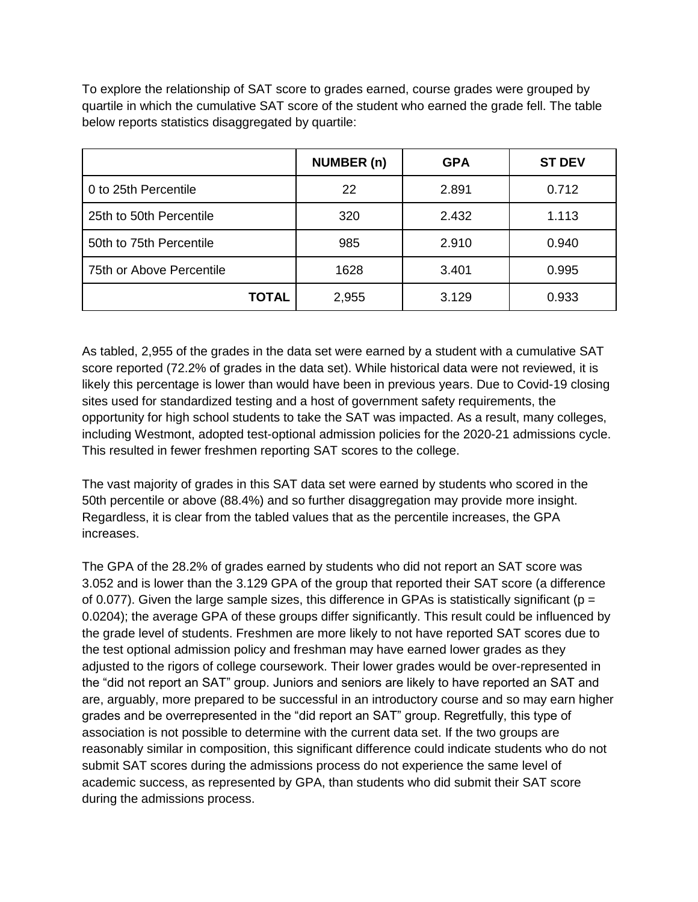To explore the relationship of SAT score to grades earned, course grades were grouped by quartile in which the cumulative SAT score of the student who earned the grade fell. The table below reports statistics disaggregated by quartile:

| | NUMBER (n) | GPA | ST DEV |
|---|---|---|---|
| 0 to 25th Percentile | 22 | 2.891 | 0.712 |
| 25th to 50th Percentile | 320 | 2.432 | 1.113 |
| 50th to 75th Percentile | 985 | 2.910 | 0.940 |
| 75th or Above Percentile | 1628 | 3.401 | 0.995 |
| **TOTAL** | 2,955 | 3.129 | 0.933 |

As tabled, 2,955 of the grades in the data set were earned by a student with a cumulative SAT score reported (72.2% of grades in the data set). While historical data were not reviewed, it is likely this percentage is lower than would have been in previous years. Due to Covid-19 closing sites used for standardized testing and a host of government safety requirements, the opportunity for high school students to take the SAT was impacted. As a result, many colleges, including Westmont, adopted test-optional admission policies for the 2020-21 admissions cycle. This resulted in fewer freshmen reporting SAT scores to the college.

The vast majority of grades in this SAT data set were earned by students who scored in the 50th percentile or above (88.4%) and so further disaggregation may provide more insight. Regardless, it is clear from the tabled values that as the percentile increases, the GPA increases.

The GPA of the 28.2% of grades earned by students who did not report an SAT score was 3.052 and is lower than the 3.129 GPA of the group that reported their SAT score (a difference of 0.077). Given the large sample sizes, this difference in GPAs is statistically significant ($p = 0.0204$); the average GPA of these groups differ significantly. This result could be influenced by the grade level of students. Freshmen are more likely to not have reported SAT scores due to the test optional admission policy and freshman may have earned lower grades as they adjusted to the rigors of college coursework. Their lower grades would be over-represented in the "did not report an SAT" group. Juniors and seniors are likely to have reported an SAT and are, arguably, more prepared to be successful in an introductory course and so may earn higher grades and be overrepresented in the "did report an SAT" group. Regretfully, this type of association is not possible to determine with the current data set. If the two groups are reasonably similar in composition, this significant difference could indicate students who do not submit SAT scores during the admissions process do not experience the same level of academic success, as represented by GPA, than students who did submit their SAT score during the admissions process.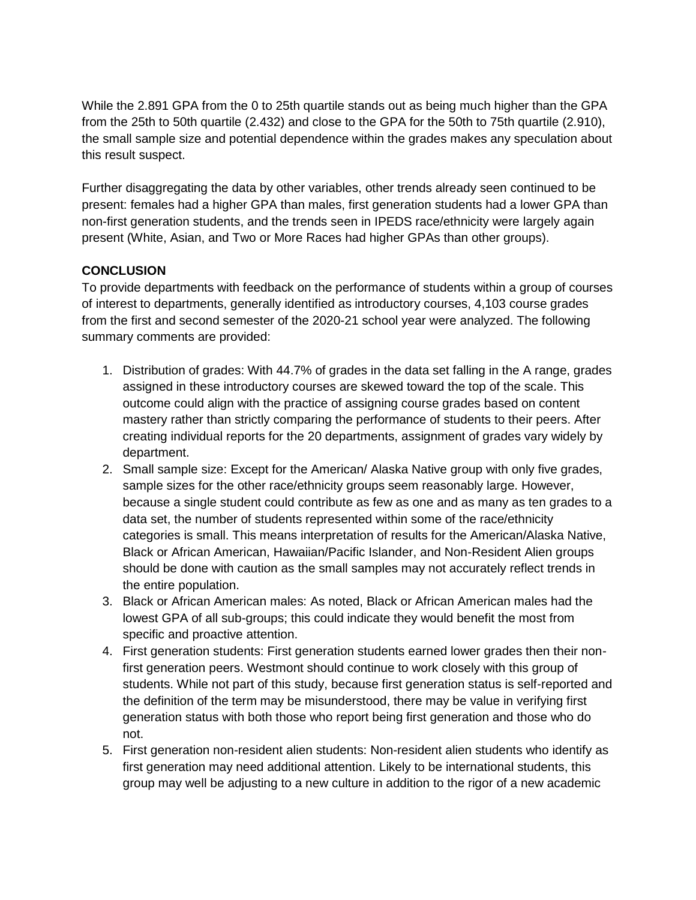While the 2.891 GPA from the 0 to 25th quartile stands out as being much higher than the GPA from the 25th to 50th quartile (2.432) and close to the GPA for the 50th to 75th quartile (2.910), the small sample size and potential dependence within the grades makes any speculation about this result suspect.

Further disaggregating the data by other variables, other trends already seen continued to be present: females had a higher GPA than males, first generation students had a lower GPA than non-first generation students, and the trends seen in IPEDS race/ethnicity were largely again present (White, Asian, and Two or More Races had higher GPAs than other groups).

## CONCLUSION

To provide departments with feedback on the performance of students within a group of courses of interest to departments, generally identified as introductory courses, 4,103 course grades from the first and second semester of the 2020-21 school year were analyzed. The following summary comments are provided:

1. Distribution of grades: With 44.7% of grades in the data set falling in the A range, grades assigned in these introductory courses are skewed toward the top of the scale. This outcome could align with the practice of assigning course grades based on content mastery rather than strictly comparing the performance of students to their peers. After creating individual reports for the 20 departments, assignment of grades vary widely by department.
2. Small sample size: Except for the American/ Alaska Native group with only five grades, sample sizes for the other race/ethnicity groups seem reasonably large. However, because a single student could contribute as few as one and as many as ten grades to a data set, the number of students represented within some of the race/ethnicity categories is small. This means interpretation of results for the American/Alaska Native, Black or African American, Hawaiian/Pacific Islander, and Non-Resident Alien groups should be done with caution as the small samples may not accurately reflect trends in the entire population.
3. Black or African American males: As noted, Black or African American males had the lowest GPA of all sub-groups; this could indicate they would benefit the most from specific and proactive attention.
4. First generation students: First generation students earned lower grades then their non-first generation peers. Westmont should continue to work closely with this group of students. While not part of this study, because first generation status is self-reported and the definition of the term may be misunderstood, there may be value in verifying first generation status with both those who report being first generation and those who do not.
5. First generation non-resident alien students: Non-resident alien students who identify as first generation may need additional attention. Likely to be international students, this group may well be adjusting to a new culture in addition to the rigor of a new academic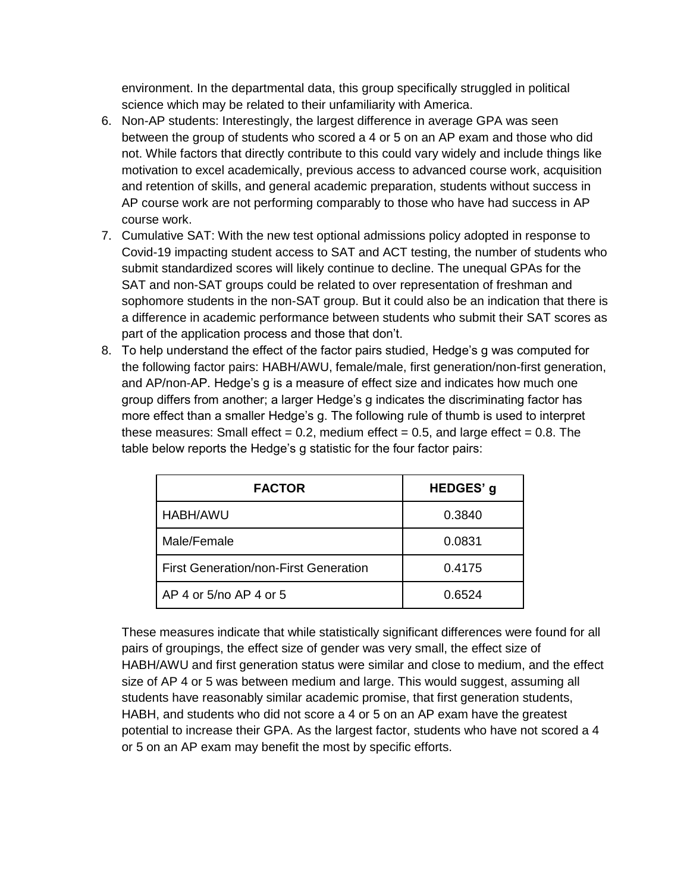environment. In the departmental data, this group specifically struggled in political science which may be related to their unfamiliarity with America.

6. Non-AP students: Interestingly, the largest difference in average GPA was seen between the group of students who scored a 4 or 5 on an AP exam and those who did not. While factors that directly contribute to this could vary widely and include things like motivation to excel academically, previous access to advanced course work, acquisition and retention of skills, and general academic preparation, students without success in AP course work are not performing comparably to those who have had success in AP course work.
7. Cumulative SAT: With the new test optional admissions policy adopted in response to Covid-19 impacting student access to SAT and ACT testing, the number of students who submit standardized scores will likely continue to decline. The unequal GPAs for the SAT and non-SAT groups could be related to over representation of freshman and sophomore students in the non-SAT group. But it could also be an indication that there is a difference in academic performance between students who submit their SAT scores as part of the application process and those that don't.
8. To help understand the effect of the factor pairs studied, Hedge's g was computed for the following factor pairs: HABH/AWU, female/male, first generation/non-first generation, and AP/non-AP. Hedge's g is a measure of effect size and indicates how much one group differs from another; a larger Hedge's g indicates the discriminating factor has more effect than a smaller Hedge's g. The following rule of thumb is used to interpret these measures: Small effect = 0.2, medium effect = 0.5, and large effect = 0.8. The table below reports the Hedge's g statistic for the four factor pairs:

| FACTOR | HEDGES' g |
|---|---|
| HABH/AWU | 0.3840 |
| Male/Female | 0.0831 |
| First Generation/non-First Generation | 0.4175 |
| AP 4 or 5/no AP 4 or 5 | 0.6524 |

These measures indicate that while statistically significant differences were found for all pairs of groupings, the effect size of gender was very small, the effect size of HABH/AWU and first generation status were similar and close to medium, and the effect size of AP 4 or 5 was between medium and large. This would suggest, assuming all students have reasonably similar academic promise, that first generation students, HABH, and students who did not score a 4 or 5 on an AP exam have the greatest potential to increase their GPA. As the largest factor, students who have not scored a 4 or 5 on an AP exam may benefit the most by specific efforts.